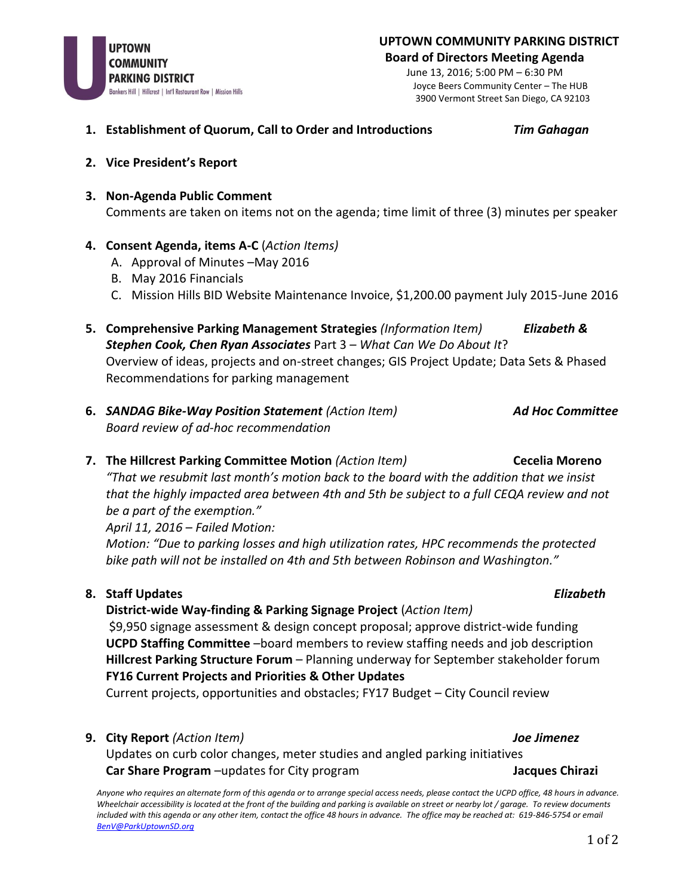UPTOWN COMMUNITY PARKING DISTRICT
Bankers Hill | Hillcrest | Int'l Restaurant Row | Mission Hills

# UPTOWN COMMUNITY PARKING DISTRICT

## Board of Directors Meeting Agenda

June 13, 2016; 5:00 PM – 6:30 PM
Joyce Beers Community Center – The HUB
3900 Vermont Street San Diego, CA 92103

1. **Establishment of Quorum, Call to Order and Introductions** — ***Tim Gahagan***

2. **Vice President's Report**

3. **Non-Agenda Public Comment**
   Comments are taken on items not on the agenda; time limit of three (3) minutes per speaker

4. **Consent Agenda, items A-C** (*Action Items)*
   A. Approval of Minutes –May 2016
   B. May 2016 Financials
   C. Mission Hills BID Website Maintenance Invoice, $1,200.00 payment July 2015-June 2016

5. **Comprehensive Parking Management Strategies** *(Information Item)* — ***Elizabeth & Stephen Cook, Chen Ryan Associates*** Part 3 – *What Can We Do About It*?
   Overview of ideas, projects and on-street changes; GIS Project Update; Data Sets & Phased Recommendations for parking management

6. ***SANDAG Bike-Way Position Statement*** *(Action Item)* — ***Ad Hoc Committee***
   *Board review of ad-hoc recommendation*

7. **The Hillcrest Parking Committee Motion** *(Action Item)* — **Cecelia Moreno**
   *"That we resubmit last month's motion back to the board with the addition that we insist that the highly impacted area between 4th and 5th be subject to a full CEQA review and not be a part of the exemption."*
   *April 11, 2016 – Failed Motion:*
   *Motion: "Due to parking losses and high utilization rates, HPC recommends the protected bike path will not be installed on 4th and 5th between Robinson and Washington."*

8. **Staff Updates** — ***Elizabeth***
   **District-wide Way-finding & Parking Signage Project** (*Action Item)*
   $9,950 signage assessment & design concept proposal; approve district-wide funding
   **UCPD Staffing Committee** –board members to review staffing needs and job description
   **Hillcrest Parking Structure Forum** – Planning underway for September stakeholder forum
   **FY16 Current Projects and Priorities & Other Updates**
   Current projects, opportunities and obstacles; FY17 Budget – City Council review

9. **City Report** *(Action Item)* — ***Joe Jimenez***
   Updates on curb color changes, meter studies and angled parking initiatives
   **Car Share Program** –updates for City program — **Jacques Chirazi**

*Anyone who requires an alternate form of this agenda or to arrange special access needs, please contact the UCPD office, 48 hours in advance. Wheelchair accessibility is located at the front of the building and parking is available on street or nearby lot / garage. To review documents included with this agenda or any other item, contact the office 48 hours in advance. The office may be reached at: 619-846-5754 or email [BenV@ParkUptownSD.org](mailto:BenV@ParkUptownSD.org)*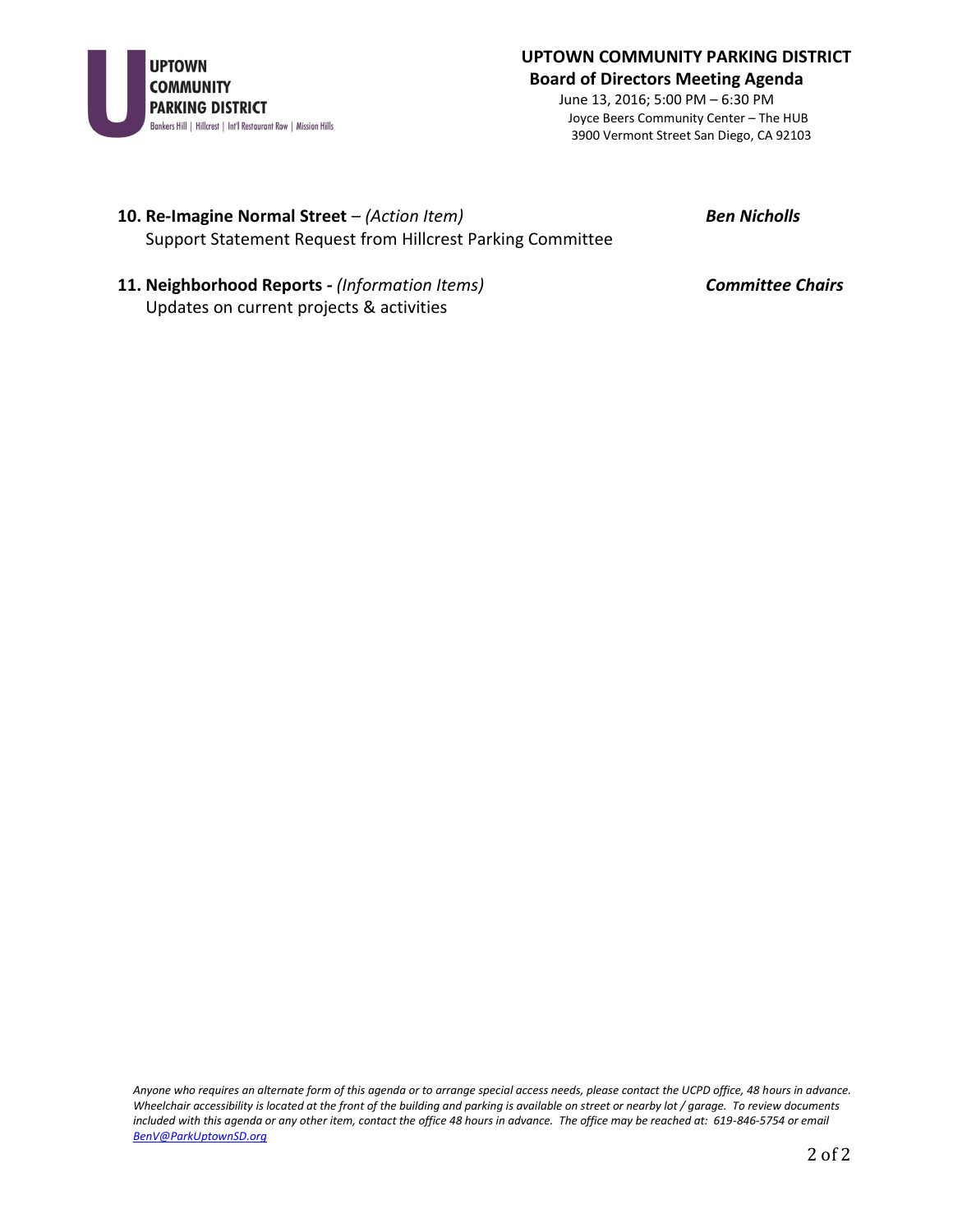**10. Re-Imagine Normal Street** – *(Action Item)* ***Ben Nicholls***
Support Statement Request from Hillcrest Parking Committee

**11. Neighborhood Reports -** *(Information Items)* ***Committee Chairs***
Updates on current projects & activities

*Anyone who requires an alternate form of this agenda or to arrange special access needs, please contact the UCPD office, 48 hours in advance. Wheelchair accessibility is located at the front of the building and parking is available on street or nearby lot / garage. To review documents included with this agenda or any other item, contact the office 48 hours in advance. The office may be reached at: 619-846-5754 or email [BenV@ParkUptownSD.org](mailto:BenV@ParkUptownSD.org)*